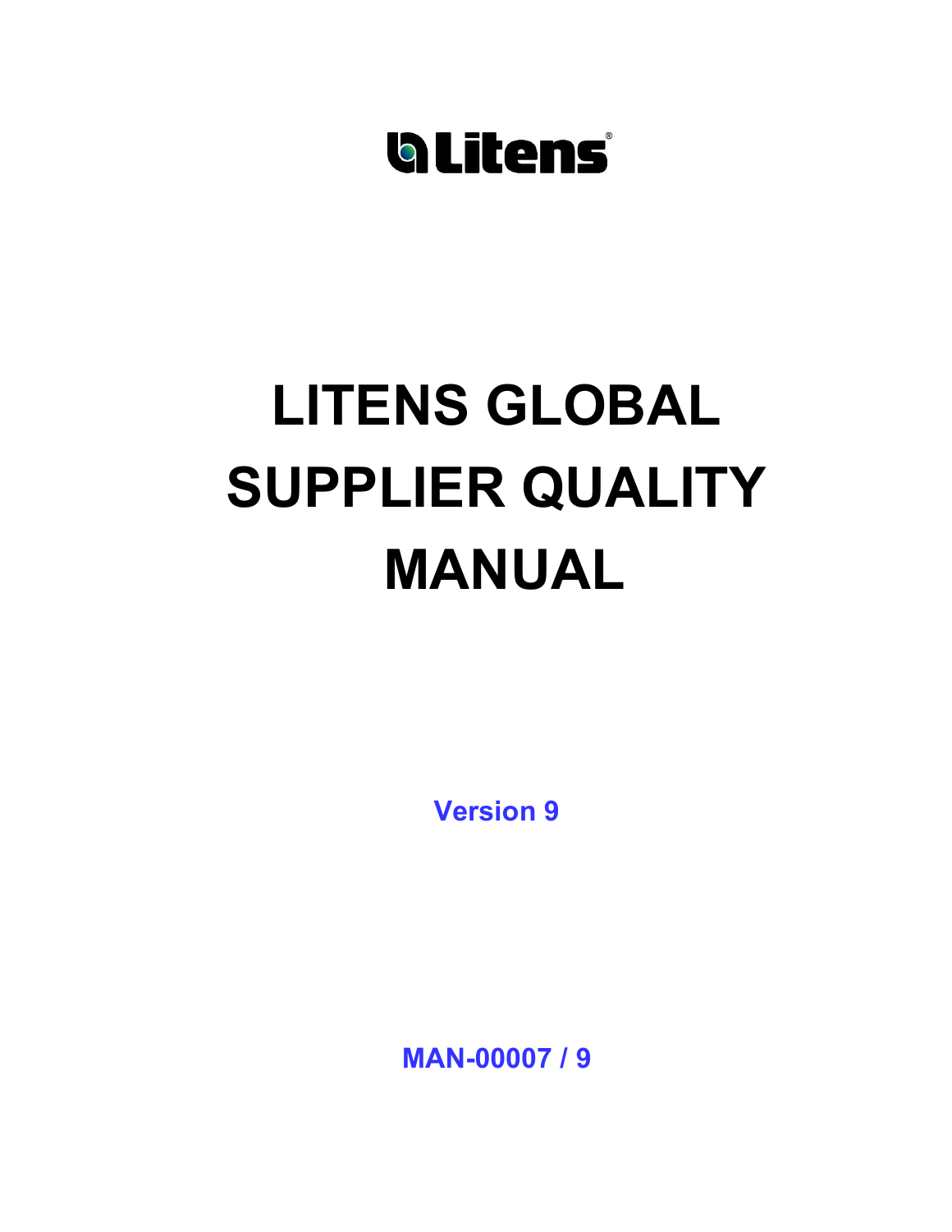Litens®

# LITENS GLOBAL SUPPLIER QUALITY MANUAL

**Version 9**

**MAN-00007 / 9**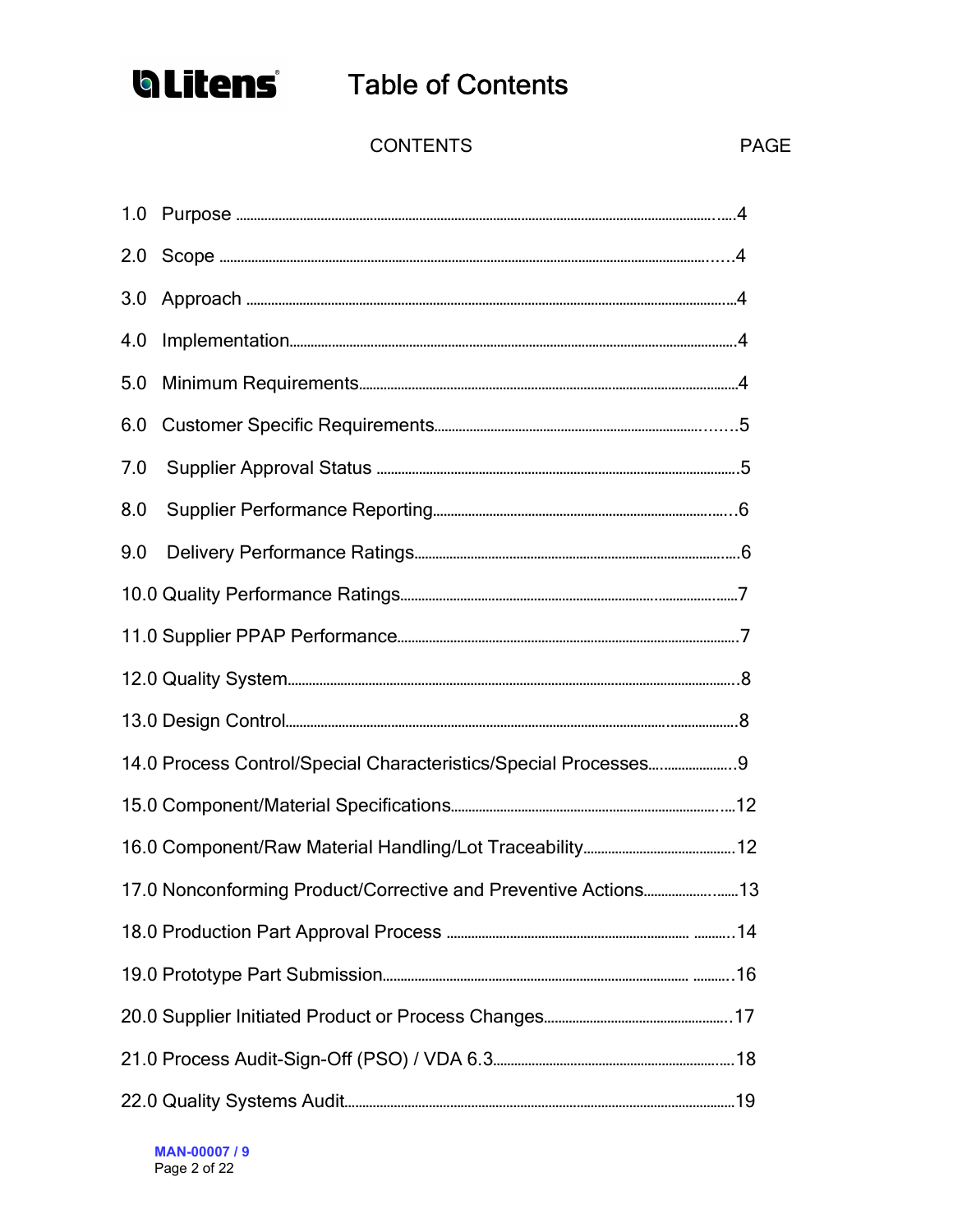# Table of Contents

| CONTENTS | PAGE |
|---|---|
| 1.0 Purpose | 4 |
| 2.0 Scope | 4 |
| 3.0 Approach | 4 |
| 4.0 Implementation | 4 |
| 5.0 Minimum Requirements | 4 |
| 6.0 Customer Specific Requirements | 5 |
| 7.0 Supplier Approval Status | 5 |
| 8.0 Supplier Performance Reporting | 6 |
| 9.0 Delivery Performance Ratings | 6 |
| 10.0 Quality Performance Ratings | 7 |
| 11.0 Supplier PPAP Performance | 7 |
| 12.0 Quality System | 8 |
| 13.0 Design Control | 8 |
| 14.0 Process Control/Special Characteristics/Special Processes | 9 |
| 15.0 Component/Material Specifications | 12 |
| 16.0 Component/Raw Material Handling/Lot Traceability | 12 |
| 17.0 Nonconforming Product/Corrective and Preventive Actions | 13 |
| 18.0 Production Part Approval Process | 14 |
| 19.0 Prototype Part Submission | 16 |
| 20.0 Supplier Initiated Product or Process Changes | 17 |
| 21.0 Process Audit-Sign-Off (PSO) / VDA 6.3 | 18 |
| 22.0 Quality Systems Audit | 19 |

MAN-00007 / 9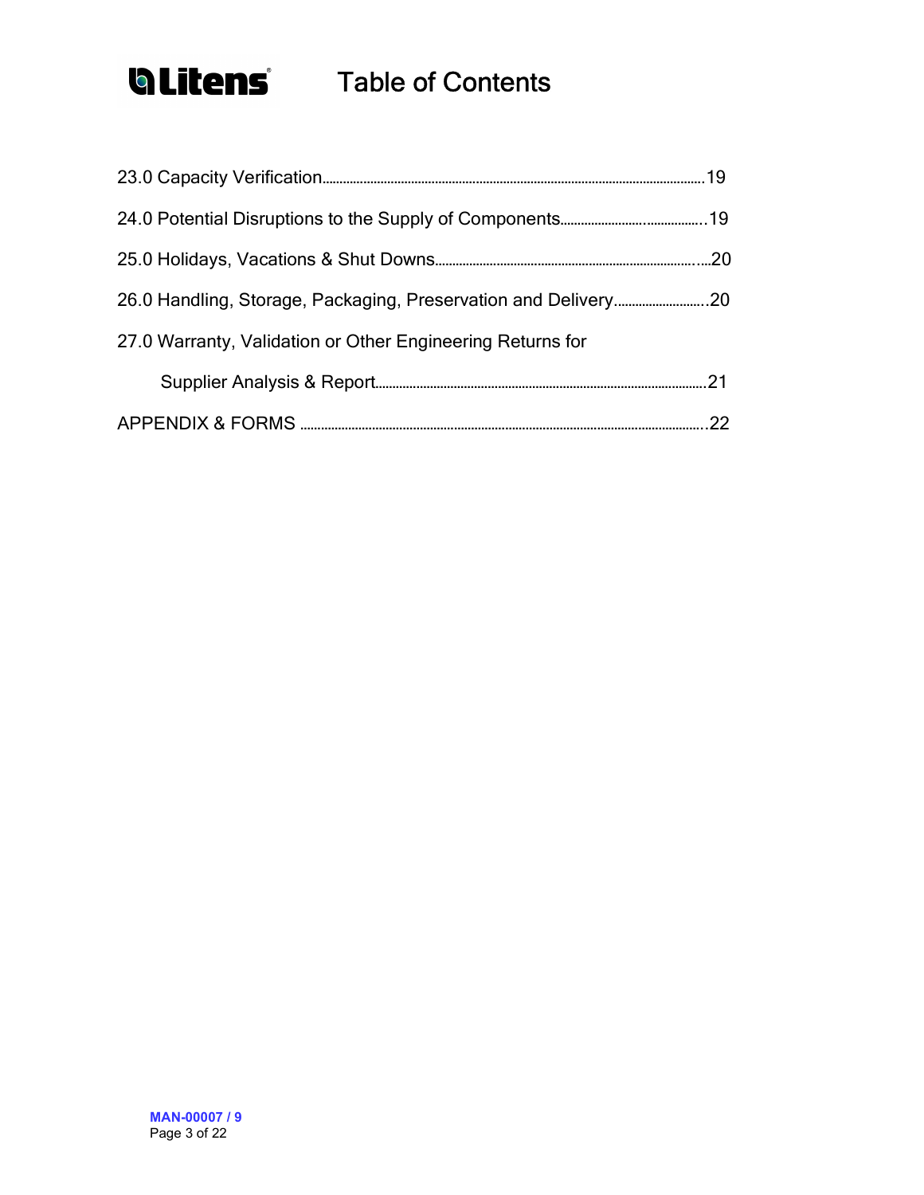# Table of Contents

23.0 Capacity Verification....................................................................................................19

24.0 Potential Disruptions to the Supply of Components...........................................19

25.0 Holidays, Vacations & Shut Downs.............................................................................20

26.0 Handling, Storage, Packaging, Preservation and Delivery...........................20

27.0 Warranty, Validation or Other Engineering Returns for

Supplier Analysis & Report...........................................................................................21

APPENDIX & FORMS ..................................................................................................................22

MAN-00007 / 9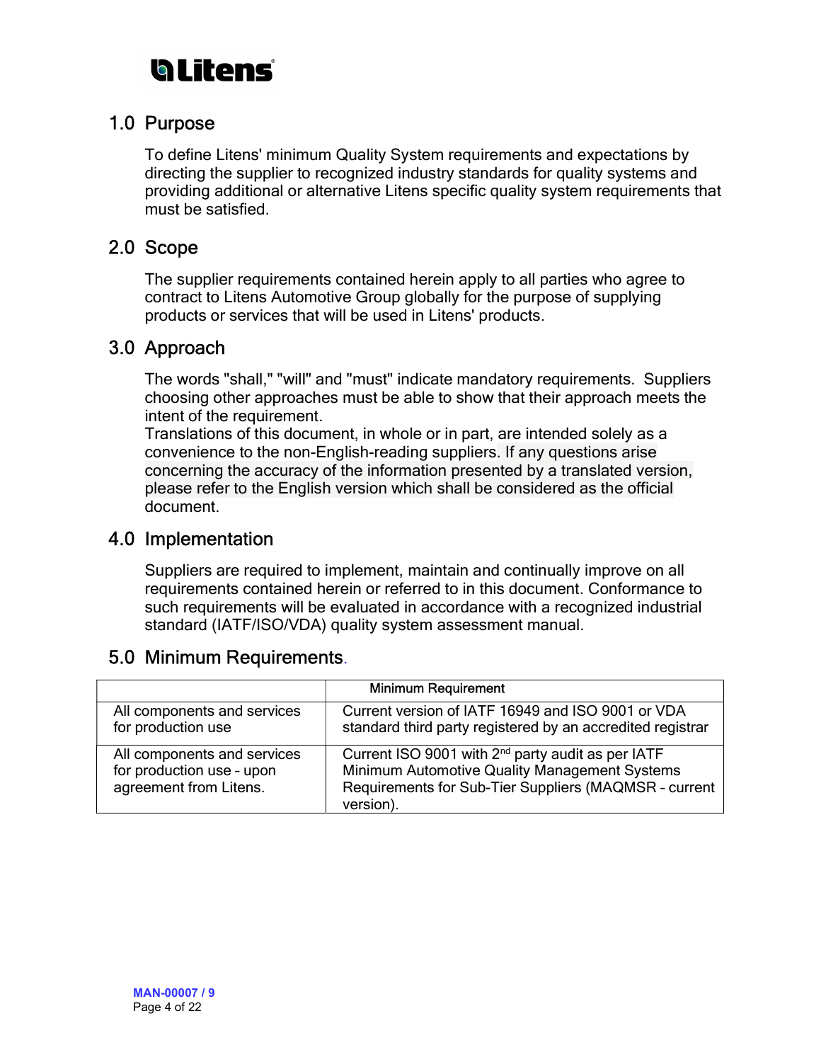## 1.0 Purpose

To define Litens' minimum Quality System requirements and expectations by directing the supplier to recognized industry standards for quality systems and providing additional or alternative Litens specific quality system requirements that must be satisfied.

## 2.0 Scope

The supplier requirements contained herein apply to all parties who agree to contract to Litens Automotive Group globally for the purpose of supplying products or services that will be used in Litens' products.

## 3.0 Approach

The words "shall," "will" and "must" indicate mandatory requirements. Suppliers choosing other approaches must be able to show that their approach meets the intent of the requirement.
Translations of this document, in whole or in part, are intended solely as a convenience to the non-English-reading suppliers. If any questions arise concerning the accuracy of the information presented by a translated version, please refer to the English version which shall be considered as the official document.

## 4.0 Implementation

Suppliers are required to implement, maintain and continually improve on all requirements contained herein or referred to in this document. Conformance to such requirements will be evaluated in accordance with a recognized industrial standard (IATF/ISO/VDA) quality system assessment manual.

## 5.0 Minimum Requirements.

| | Minimum Requirement |
|---|---|
| All components and services for production use | Current version of IATF 16949 and ISO 9001 or VDA standard third party registered by an accredited registrar |
| All components and services for production use - upon agreement from Litens. | Current ISO 9001 with 2nd party audit as per IATF Minimum Automotive Quality Management Systems Requirements for Sub-Tier Suppliers (MAQMSR - current version). |

MAN-00007 / 9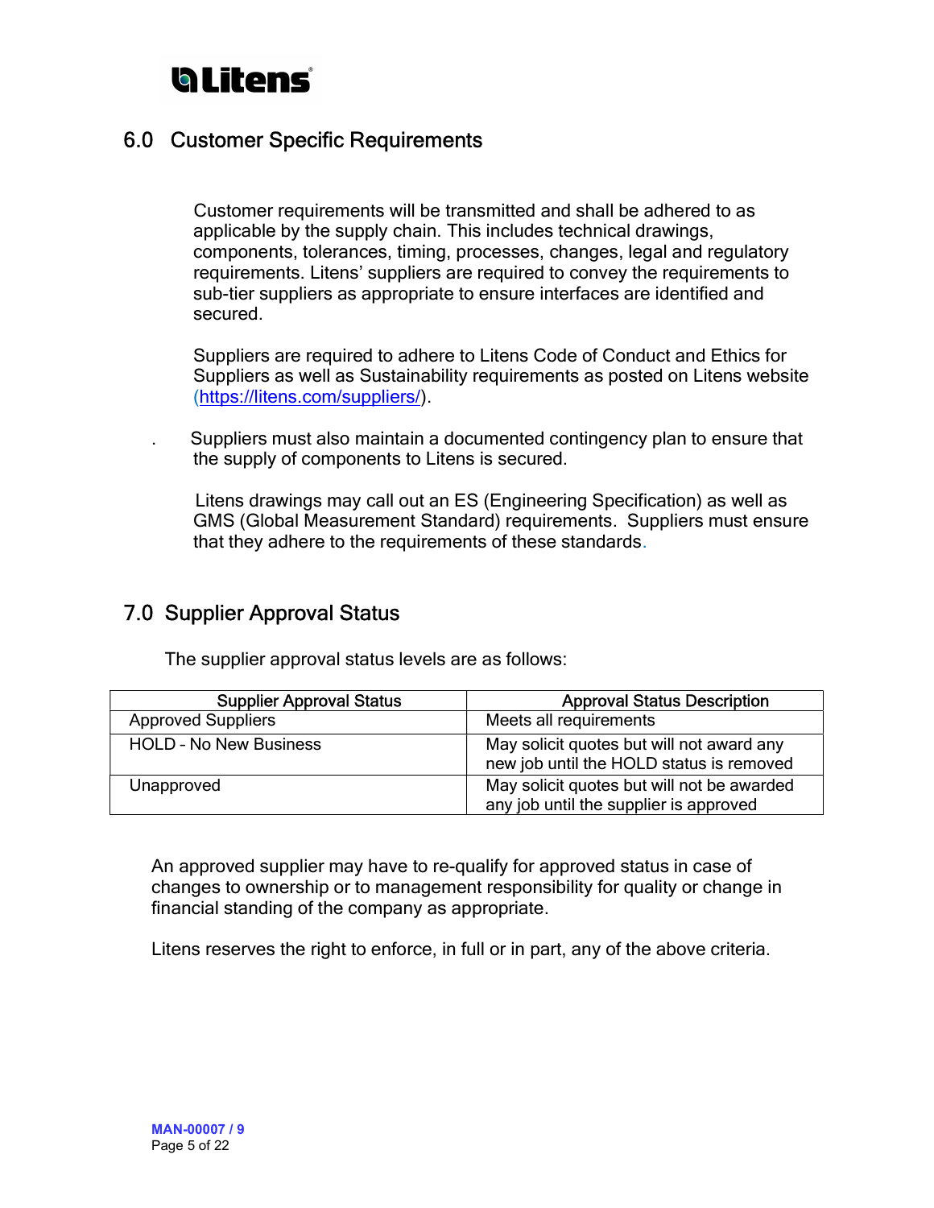## 6.0 Customer Specific Requirements

Customer requirements will be transmitted and shall be adhered to as applicable by the supply chain. This includes technical drawings, components, tolerances, timing, processes, changes, legal and regulatory requirements. Litens' suppliers are required to convey the requirements to sub-tier suppliers as appropriate to ensure interfaces are identified and secured.

Suppliers are required to adhere to Litens Code of Conduct and Ethics for Suppliers as well as Sustainability requirements as posted on Litens website (https://litens.com/suppliers/).

. Suppliers must also maintain a documented contingency plan to ensure that the supply of components to Litens is secured.

Litens drawings may call out an ES (Engineering Specification) as well as GMS (Global Measurement Standard) requirements. Suppliers must ensure that they adhere to the requirements of these standards.

## 7.0 Supplier Approval Status

The supplier approval status levels are as follows:

| Supplier Approval Status | Approval Status Description |
| --- | --- |
| Approved Suppliers | Meets all requirements |
| HOLD – No New Business | May solicit quotes but will not award any new job until the HOLD status is removed |
| Unapproved | May solicit quotes but will not be awarded any job until the supplier is approved |

An approved supplier may have to re-qualify for approved status in case of changes to ownership or to management responsibility for quality or change in financial standing of the company as appropriate.

Litens reserves the right to enforce, in full or in part, any of the above criteria.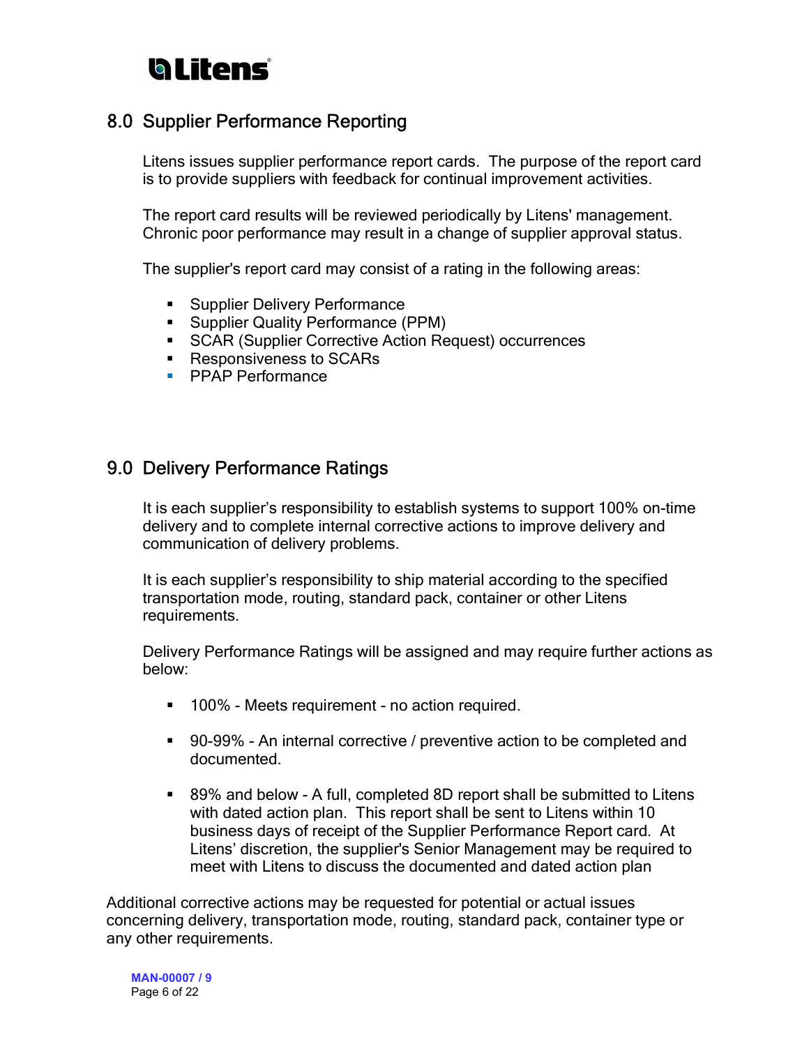## 8.0 Supplier Performance Reporting

Litens issues supplier performance report cards. The purpose of the report card is to provide suppliers with feedback for continual improvement activities.

The report card results will be reviewed periodically by Litens' management. Chronic poor performance may result in a change of supplier approval status.

The supplier's report card may consist of a rating in the following areas:

- Supplier Delivery Performance
- Supplier Quality Performance (PPM)
- SCAR (Supplier Corrective Action Request) occurrences
- Responsiveness to SCARs
- PPAP Performance

## 9.0 Delivery Performance Ratings

It is each supplier's responsibility to establish systems to support 100% on-time delivery and to complete internal corrective actions to improve delivery and communication of delivery problems.

It is each supplier's responsibility to ship material according to the specified transportation mode, routing, standard pack, container or other Litens requirements.

Delivery Performance Ratings will be assigned and may require further actions as below:

- 100% - Meets requirement - no action required.

- 90-99% - An internal corrective / preventive action to be completed and documented.

- 89% and below - A full, completed 8D report shall be submitted to Litens with dated action plan. This report shall be sent to Litens within 10 business days of receipt of the Supplier Performance Report card. At Litens' discretion, the supplier's Senior Management may be required to meet with Litens to discuss the documented and dated action plan

Additional corrective actions may be requested for potential or actual issues concerning delivery, transportation mode, routing, standard pack, container type or any other requirements.

MAN-00007 / 9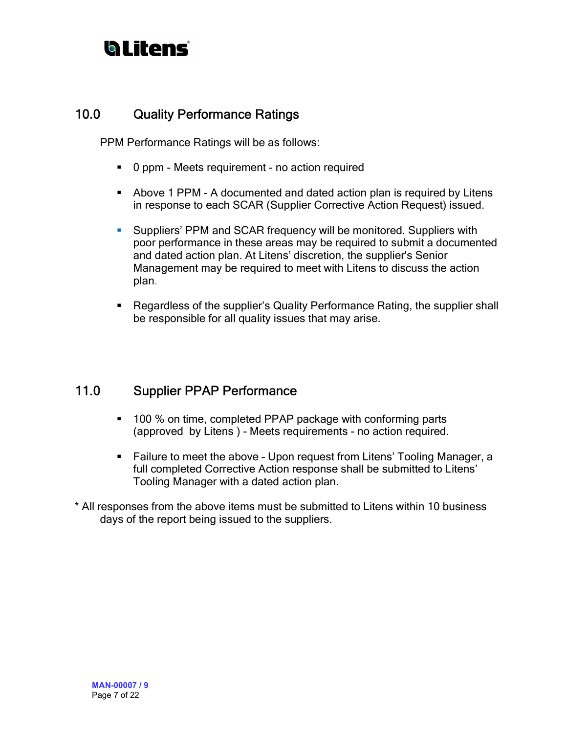## 10.0 Quality Performance Ratings

PPM Performance Ratings will be as follows:

- 0 ppm - Meets requirement - no action required
- Above 1 PPM - A documented and dated action plan is required by Litens in response to each SCAR (Supplier Corrective Action Request) issued.
- Suppliers' PPM and SCAR frequency will be monitored. Suppliers with poor performance in these areas may be required to submit a documented and dated action plan. At Litens' discretion, the supplier's Senior Management may be required to meet with Litens to discuss the action plan.
- Regardless of the supplier's Quality Performance Rating, the supplier shall be responsible for all quality issues that may arise.

## 11.0 Supplier PPAP Performance

- 100 % on time, completed PPAP package with conforming parts (approved by Litens ) - Meets requirements - no action required.
- Failure to meet the above – Upon request from Litens' Tooling Manager, a full completed Corrective Action response shall be submitted to Litens' Tooling Manager with a dated action plan.

* All responses from the above items must be submitted to Litens within 10 business days of the report being issued to the suppliers.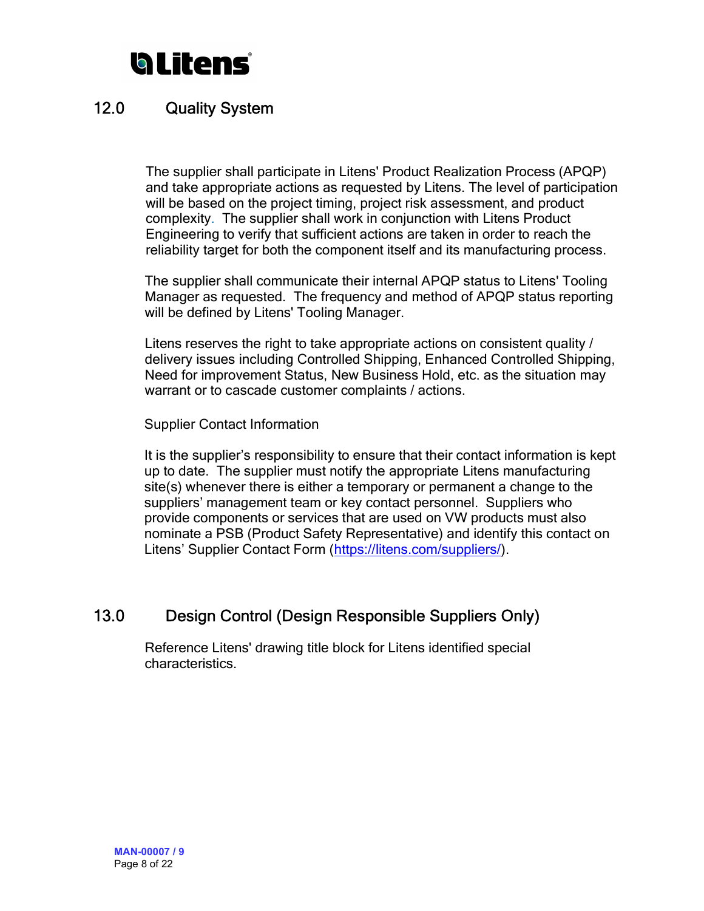## 12.0 Quality System

The supplier shall participate in Litens' Product Realization Process (APQP) and take appropriate actions as requested by Litens. The level of participation will be based on the project timing, project risk assessment, and product complexity. The supplier shall work in conjunction with Litens Product Engineering to verify that sufficient actions are taken in order to reach the reliability target for both the component itself and its manufacturing process.

The supplier shall communicate their internal APQP status to Litens' Tooling Manager as requested. The frequency and method of APQP status reporting will be defined by Litens' Tooling Manager.

Litens reserves the right to take appropriate actions on consistent quality / delivery issues including Controlled Shipping, Enhanced Controlled Shipping, Need for improvement Status, New Business Hold, etc. as the situation may warrant or to cascade customer complaints / actions.

Supplier Contact Information

It is the supplier's responsibility to ensure that their contact information is kept up to date. The supplier must notify the appropriate Litens manufacturing site(s) whenever there is either a temporary or permanent a change to the suppliers' management team or key contact personnel. Suppliers who provide components or services that are used on VW products must also nominate a PSB (Product Safety Representative) and identify this contact on Litens' Supplier Contact Form (https://litens.com/suppliers/).

## 13.0 Design Control (Design Responsible Suppliers Only)

Reference Litens' drawing title block for Litens identified special characteristics.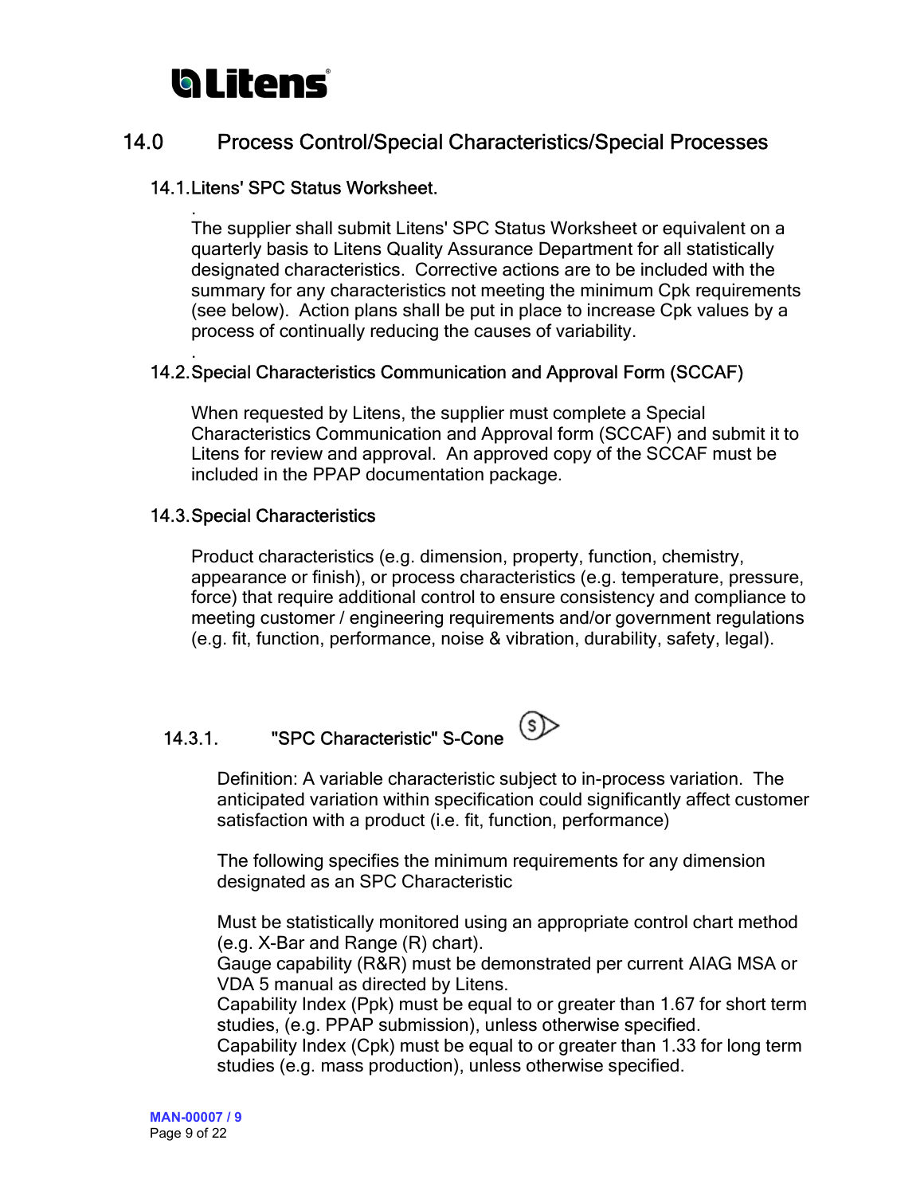## 14.0 Process Control/Special Characteristics/Special Processes

### 14.1. Litens' SPC Status Worksheet.

.
The supplier shall submit Litens' SPC Status Worksheet or equivalent on a quarterly basis to Litens Quality Assurance Department for all statistically designated characteristics. Corrective actions are to be included with the summary for any characteristics not meeting the minimum Cpk requirements (see below). Action plans shall be put in place to increase Cpk values by a process of continually reducing the causes of variability.

.

### 14.2. Special Characteristics Communication and Approval Form (SCCAF)

When requested by Litens, the supplier must complete a Special Characteristics Communication and Approval form (SCCAF) and submit it to Litens for review and approval. An approved copy of the SCCAF must be included in the PPAP documentation package.

### 14.3. Special Characteristics

Product characteristics (e.g. dimension, property, function, chemistry, appearance or finish), or process characteristics (e.g. temperature, pressure, force) that require additional control to ensure consistency and compliance to meeting customer / engineering requirements and/or government regulations (e.g. fit, function, performance, noise & vibration, durability, safety, legal).

#### 14.3.1. "SPC Characteristic" S-Cone

Definition: A variable characteristic subject to in-process variation. The anticipated variation within specification could significantly affect customer satisfaction with a product (i.e. fit, function, performance)

The following specifies the minimum requirements for any dimension designated as an SPC Characteristic

Must be statistically monitored using an appropriate control chart method (e.g. X-Bar and Range (R) chart).
Gauge capability (R&R) must be demonstrated per current AIAG MSA or VDA 5 manual as directed by Litens.
Capability Index (Ppk) must be equal to or greater than 1.67 for short term studies, (e.g. PPAP submission), unless otherwise specified.
Capability Index (Cpk) must be equal to or greater than 1.33 for long term studies (e.g. mass production), unless otherwise specified.

MAN-00007 / 9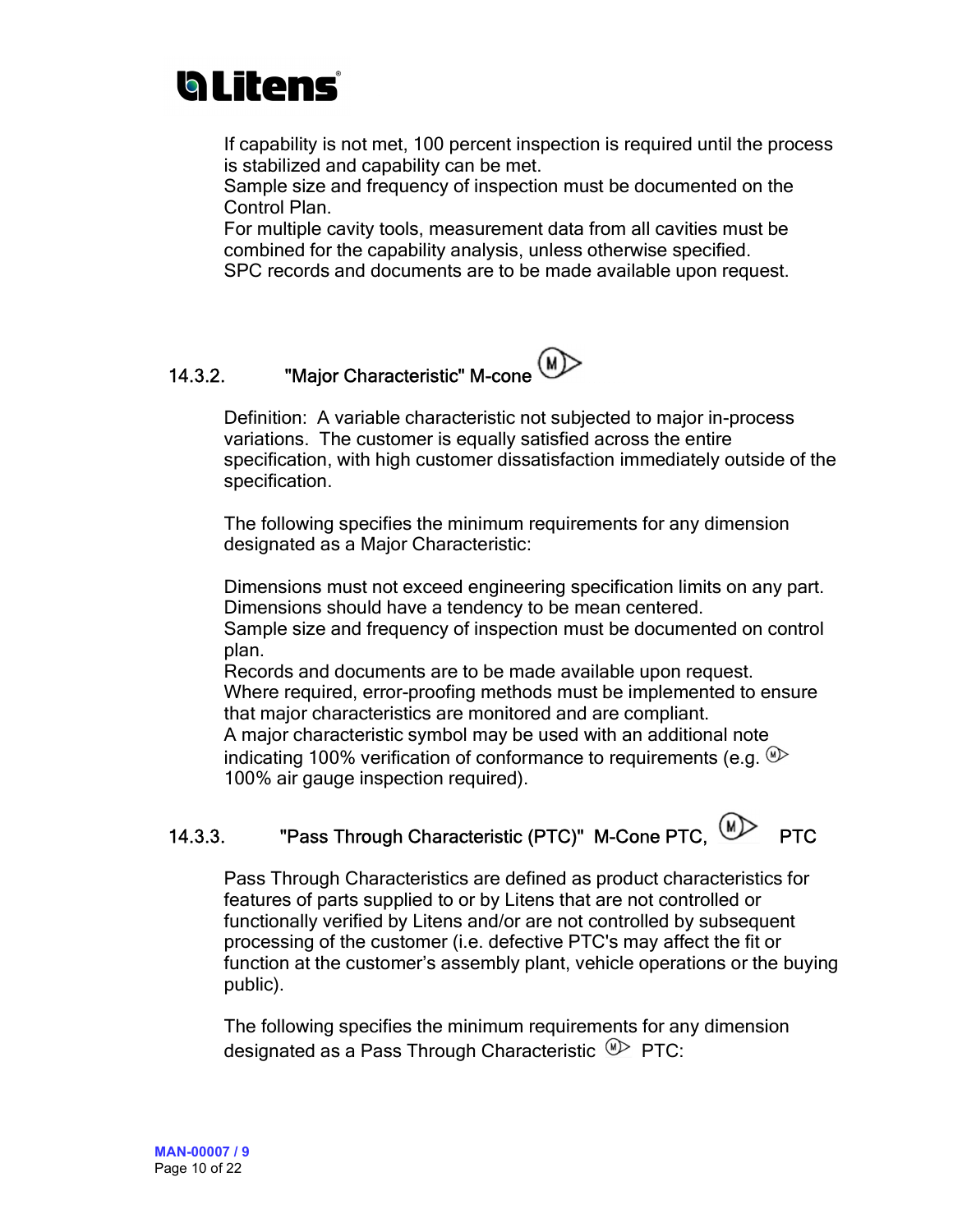If capability is not met, 100 percent inspection is required until the process is stabilized and capability can be met.
Sample size and frequency of inspection must be documented on the Control Plan.
For multiple cavity tools, measurement data from all cavities must be combined for the capability analysis, unless otherwise specified.
SPC records and documents are to be made available upon request.

### 14.3.2. "Major Characteristic" M-cone

Definition: A variable characteristic not subjected to major in-process variations. The customer is equally satisfied across the entire specification, with high customer dissatisfaction immediately outside of the specification.

The following specifies the minimum requirements for any dimension designated as a Major Characteristic:

Dimensions must not exceed engineering specification limits on any part.
Dimensions should have a tendency to be mean centered.
Sample size and frequency of inspection must be documented on control plan.
Records and documents are to be made available upon request.
Where required, error-proofing methods must be implemented to ensure that major characteristics are monitored and are compliant.
A major characteristic symbol may be used with an additional note indicating 100% verification of conformance to requirements (e.g. 100% air gauge inspection required).

### 14.3.3. "Pass Through Characteristic (PTC)" M-Cone PTC, PTC

Pass Through Characteristics are defined as product characteristics for features of parts supplied to or by Litens that are not controlled or functionally verified by Litens and/or are not controlled by subsequent processing of the customer (i.e. defective PTC's may affect the fit or function at the customer's assembly plant, vehicle operations or the buying public).

The following specifies the minimum requirements for any dimension designated as a Pass Through Characteristic PTC: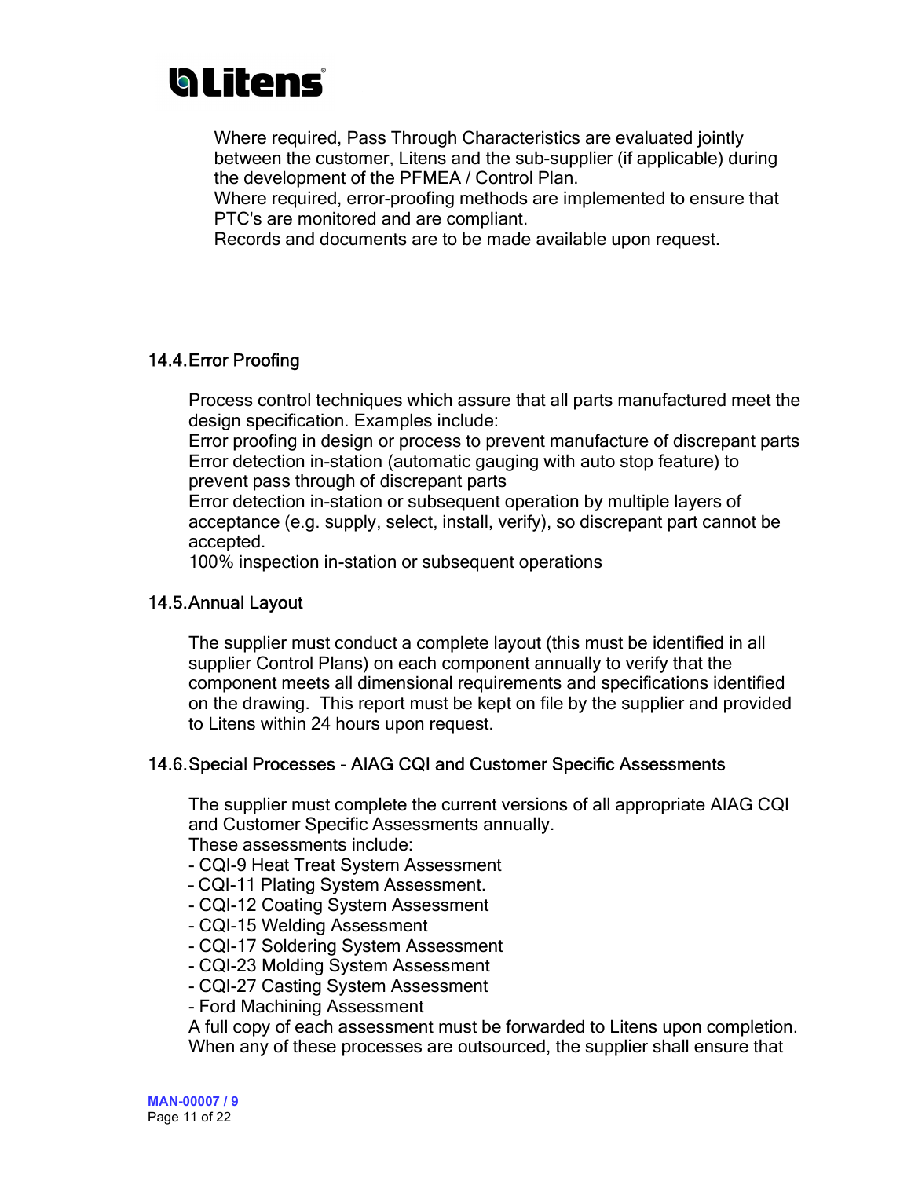Where required, Pass Through Characteristics are evaluated jointly between the customer, Litens and the sub-supplier (if applicable) during the development of the PFMEA / Control Plan.
Where required, error-proofing methods are implemented to ensure that PTC's are monitored and are compliant.
Records and documents are to be made available upon request.

## 14.4. Error Proofing

Process control techniques which assure that all parts manufactured meet the design specification. Examples include:
Error proofing in design or process to prevent manufacture of discrepant parts
Error detection in-station (automatic gauging with auto stop feature) to prevent pass through of discrepant parts
Error detection in-station or subsequent operation by multiple layers of acceptance (e.g. supply, select, install, verify), so discrepant part cannot be accepted.
100% inspection in-station or subsequent operations

## 14.5. Annual Layout

The supplier must conduct a complete layout (this must be identified in all supplier Control Plans) on each component annually to verify that the component meets all dimensional requirements and specifications identified on the drawing. This report must be kept on file by the supplier and provided to Litens within 24 hours upon request.

## 14.6. Special Processes - AIAG CQI and Customer Specific Assessments

The supplier must complete the current versions of all appropriate AIAG CQI and Customer Specific Assessments annually.
These assessments include:

- CQI-9 Heat Treat System Assessment
- CQI-11 Plating System Assessment.
- CQI-12 Coating System Assessment
- CQI-15 Welding Assessment
- CQI-17 Soldering System Assessment
- CQI-23 Molding System Assessment
- CQI-27 Casting System Assessment
- Ford Machining Assessment

A full copy of each assessment must be forwarded to Litens upon completion.
When any of these processes are outsourced, the supplier shall ensure that

MAN-00007 / 9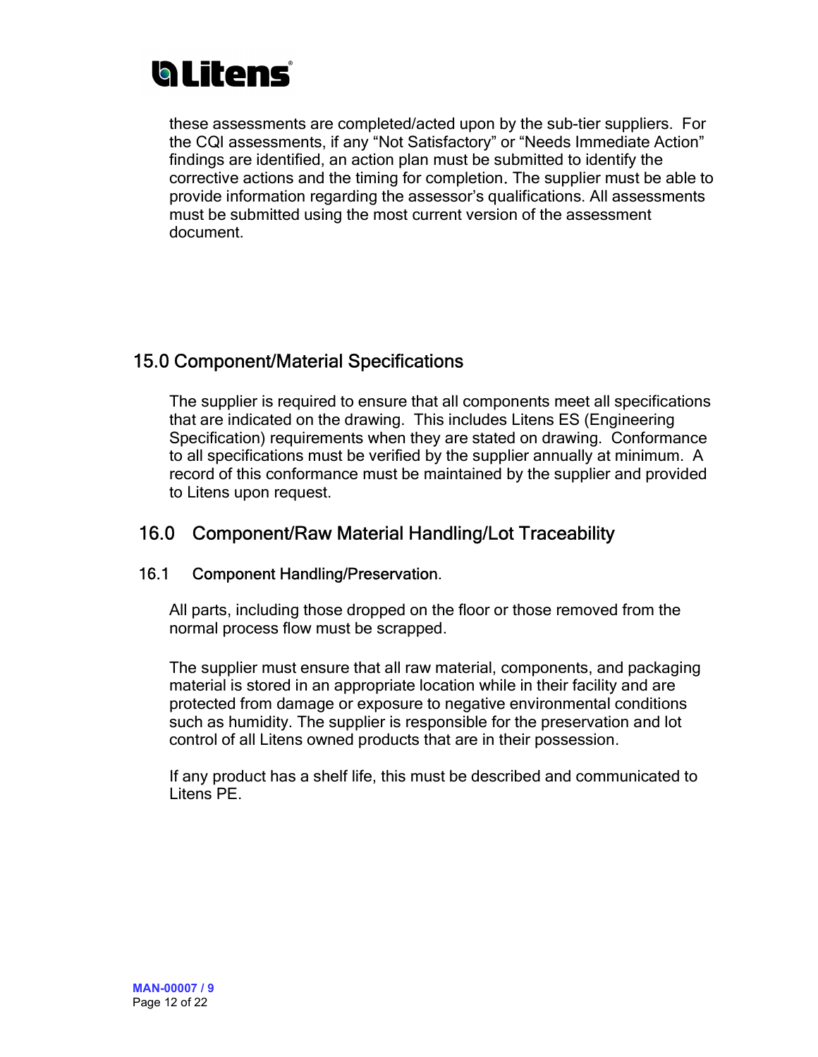these assessments are completed/acted upon by the sub-tier suppliers. For the CQI assessments, if any "Not Satisfactory" or "Needs Immediate Action" findings are identified, an action plan must be submitted to identify the corrective actions and the timing for completion. The supplier must be able to provide information regarding the assessor's qualifications. All assessments must be submitted using the most current version of the assessment document.

## 15.0 Component/Material Specifications

The supplier is required to ensure that all components meet all specifications that are indicated on the drawing. This includes Litens ES (Engineering Specification) requirements when they are stated on drawing. Conformance to all specifications must be verified by the supplier annually at minimum. A record of this conformance must be maintained by the supplier and provided to Litens upon request.

## 16.0 Component/Raw Material Handling/Lot Traceability

### 16.1 Component Handling/Preservation.

All parts, including those dropped on the floor or those removed from the normal process flow must be scrapped.

The supplier must ensure that all raw material, components, and packaging material is stored in an appropriate location while in their facility and are protected from damage or exposure to negative environmental conditions such as humidity. The supplier is responsible for the preservation and lot control of all Litens owned products that are in their possession.

If any product has a shelf life, this must be described and communicated to Litens PE.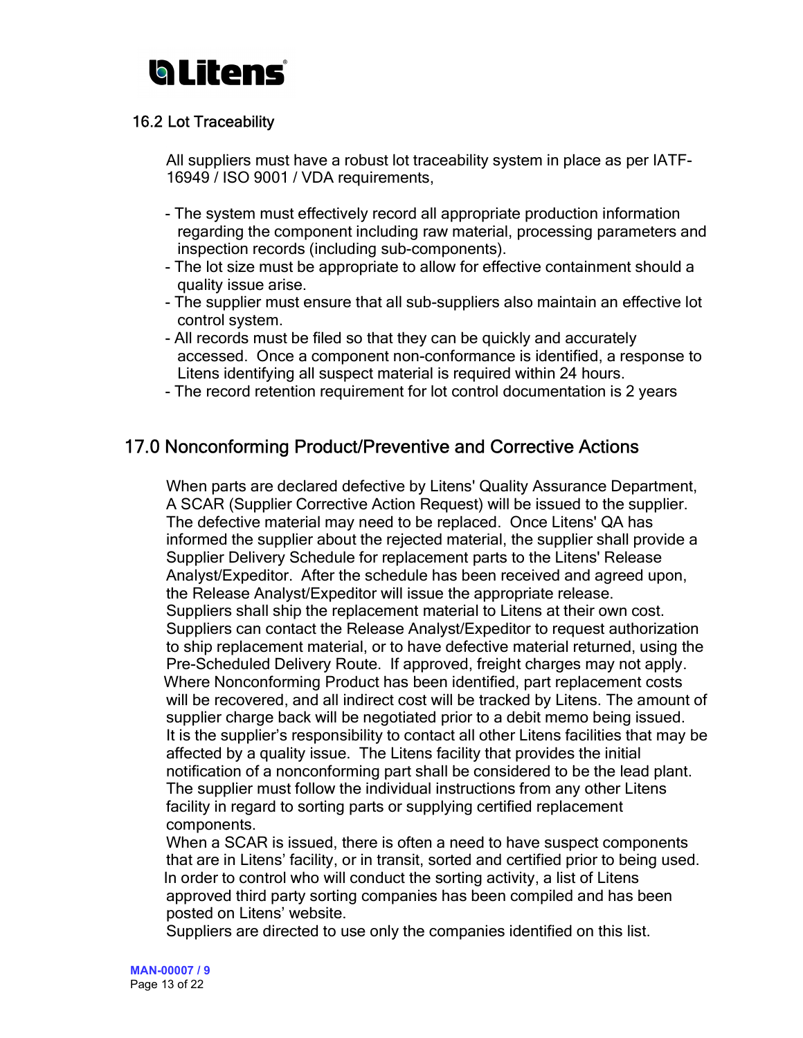### 16.2 Lot Traceability

All suppliers must have a robust lot traceability system in place as per IATF-16949 / ISO 9001 / VDA requirements,

- The system must effectively record all appropriate production information regarding the component including raw material, processing parameters and inspection records (including sub-components).
- The lot size must be appropriate to allow for effective containment should a quality issue arise.
- The supplier must ensure that all sub-suppliers also maintain an effective lot control system.
- All records must be filed so that they can be quickly and accurately accessed. Once a component non-conformance is identified, a response to Litens identifying all suspect material is required within 24 hours.
- The record retention requirement for lot control documentation is 2 years

## 17.0 Nonconforming Product/Preventive and Corrective Actions

When parts are declared defective by Litens' Quality Assurance Department, A SCAR (Supplier Corrective Action Request) will be issued to the supplier. The defective material may need to be replaced. Once Litens' QA has informed the supplier about the rejected material, the supplier shall provide a Supplier Delivery Schedule for replacement parts to the Litens' Release Analyst/Expeditor. After the schedule has been received and agreed upon, the Release Analyst/Expeditor will issue the appropriate release.
Suppliers shall ship the replacement material to Litens at their own cost. Suppliers can contact the Release Analyst/Expeditor to request authorization to ship replacement material, or to have defective material returned, using the Pre-Scheduled Delivery Route. If approved, freight charges may not apply.
Where Nonconforming Product has been identified, part replacement costs will be recovered, and all indirect cost will be tracked by Litens. The amount of supplier charge back will be negotiated prior to a debit memo being issued.
It is the supplier's responsibility to contact all other Litens facilities that may be affected by a quality issue. The Litens facility that provides the initial notification of a nonconforming part shall be considered to be the lead plant. The supplier must follow the individual instructions from any other Litens facility in regard to sorting parts or supplying certified replacement components.
When a SCAR is issued, there is often a need to have suspect components that are in Litens' facility, or in transit, sorted and certified prior to being used. In order to control who will conduct the sorting activity, a list of Litens approved third party sorting companies has been compiled and has been posted on Litens' website.
Suppliers are directed to use only the companies identified on this list.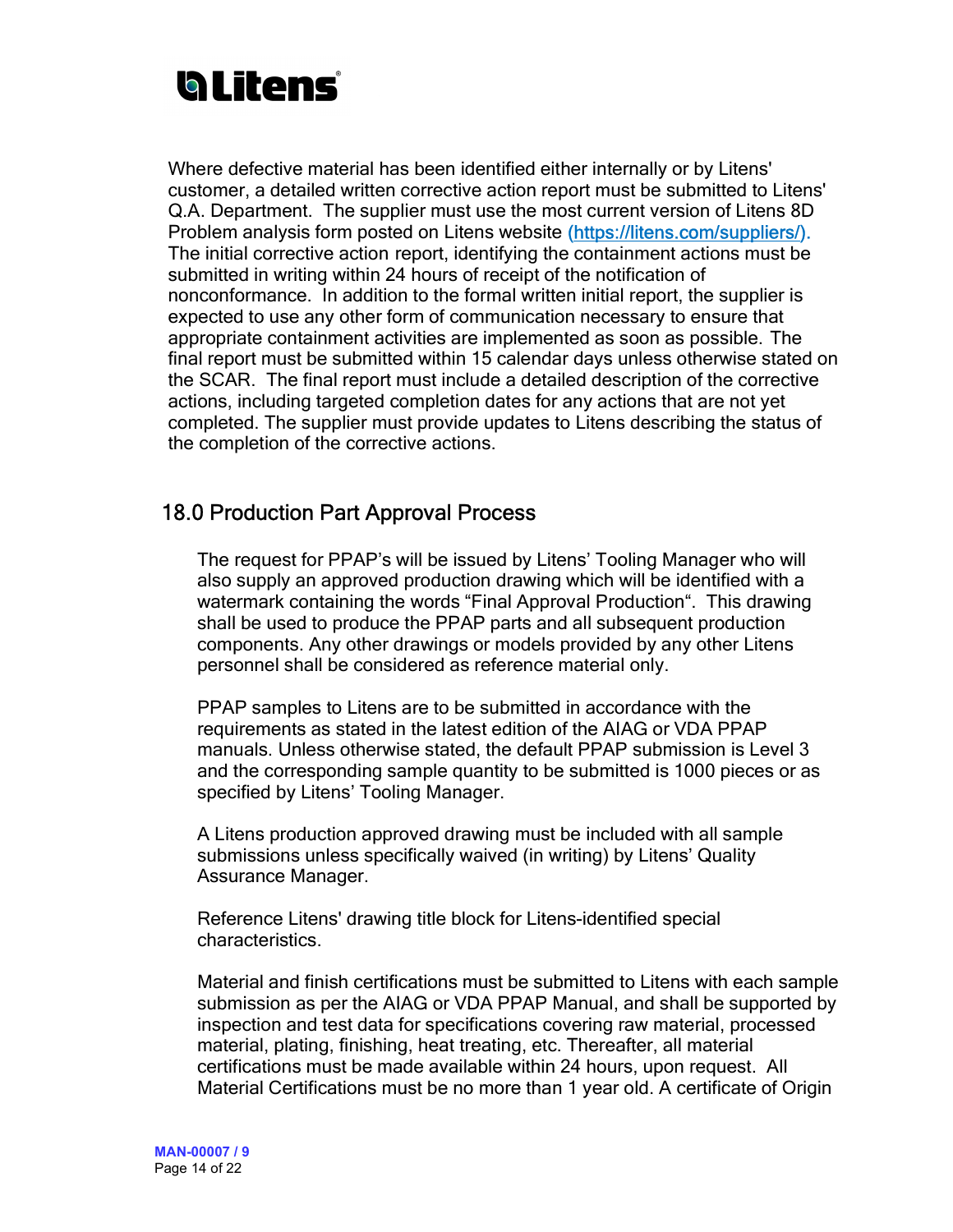Where defective material has been identified either internally or by Litens' customer, a detailed written corrective action report must be submitted to Litens' Q.A. Department. The supplier must use the most current version of Litens 8D Problem analysis form posted on Litens website (https://litens.com/suppliers/). The initial corrective action report, identifying the containment actions must be submitted in writing within 24 hours of receipt of the notification of nonconformance. In addition to the formal written initial report, the supplier is expected to use any other form of communication necessary to ensure that appropriate containment activities are implemented as soon as possible. The final report must be submitted within 15 calendar days unless otherwise stated on the SCAR. The final report must include a detailed description of the corrective actions, including targeted completion dates for any actions that are not yet completed. The supplier must provide updates to Litens describing the status of the completion of the corrective actions.

## 18.0 Production Part Approval Process

The request for PPAP's will be issued by Litens' Tooling Manager who will also supply an approved production drawing which will be identified with a watermark containing the words "Final Approval Production". This drawing shall be used to produce the PPAP parts and all subsequent production components. Any other drawings or models provided by any other Litens personnel shall be considered as reference material only.

PPAP samples to Litens are to be submitted in accordance with the requirements as stated in the latest edition of the AIAG or VDA PPAP manuals. Unless otherwise stated, the default PPAP submission is Level 3 and the corresponding sample quantity to be submitted is 1000 pieces or as specified by Litens' Tooling Manager.

A Litens production approved drawing must be included with all sample submissions unless specifically waived (in writing) by Litens' Quality Assurance Manager.

Reference Litens' drawing title block for Litens-identified special characteristics.

Material and finish certifications must be submitted to Litens with each sample submission as per the AIAG or VDA PPAP Manual, and shall be supported by inspection and test data for specifications covering raw material, processed material, plating, finishing, heat treating, etc. Thereafter, all material certifications must be made available within 24 hours, upon request. All Material Certifications must be no more than 1 year old. A certificate of Origin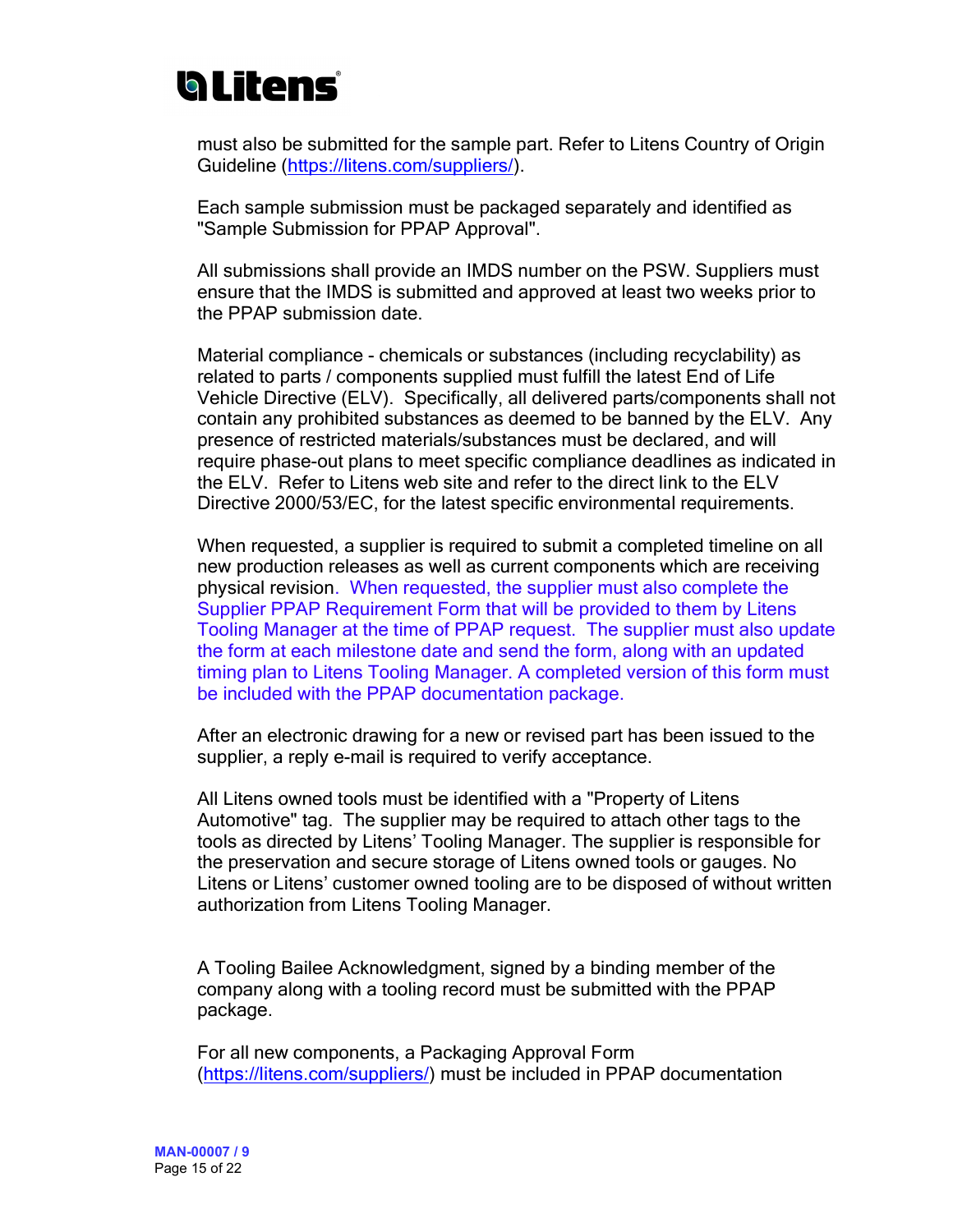must also be submitted for the sample part. Refer to Litens Country of Origin Guideline (https://litens.com/suppliers/).

Each sample submission must be packaged separately and identified as "Sample Submission for PPAP Approval".

All submissions shall provide an IMDS number on the PSW. Suppliers must ensure that the IMDS is submitted and approved at least two weeks prior to the PPAP submission date.

Material compliance - chemicals or substances (including recyclability) as related to parts / components supplied must fulfill the latest End of Life Vehicle Directive (ELV). Specifically, all delivered parts/components shall not contain any prohibited substances as deemed to be banned by the ELV. Any presence of restricted materials/substances must be declared, and will require phase-out plans to meet specific compliance deadlines as indicated in the ELV. Refer to Litens web site and refer to the direct link to the ELV Directive 2000/53/EC, for the latest specific environmental requirements.

When requested, a supplier is required to submit a completed timeline on all new production releases as well as current components which are receiving physical revision. When requested, the supplier must also complete the Supplier PPAP Requirement Form that will be provided to them by Litens Tooling Manager at the time of PPAP request. The supplier must also update the form at each milestone date and send the form, along with an updated timing plan to Litens Tooling Manager. A completed version of this form must be included with the PPAP documentation package.

After an electronic drawing for a new or revised part has been issued to the supplier, a reply e-mail is required to verify acceptance.

All Litens owned tools must be identified with a "Property of Litens Automotive" tag. The supplier may be required to attach other tags to the tools as directed by Litens' Tooling Manager. The supplier is responsible for the preservation and secure storage of Litens owned tools or gauges. No Litens or Litens' customer owned tooling are to be disposed of without written authorization from Litens Tooling Manager.

A Tooling Bailee Acknowledgment, signed by a binding member of the company along with a tooling record must be submitted with the PPAP package.

For all new components, a Packaging Approval Form (https://litens.com/suppliers/) must be included in PPAP documentation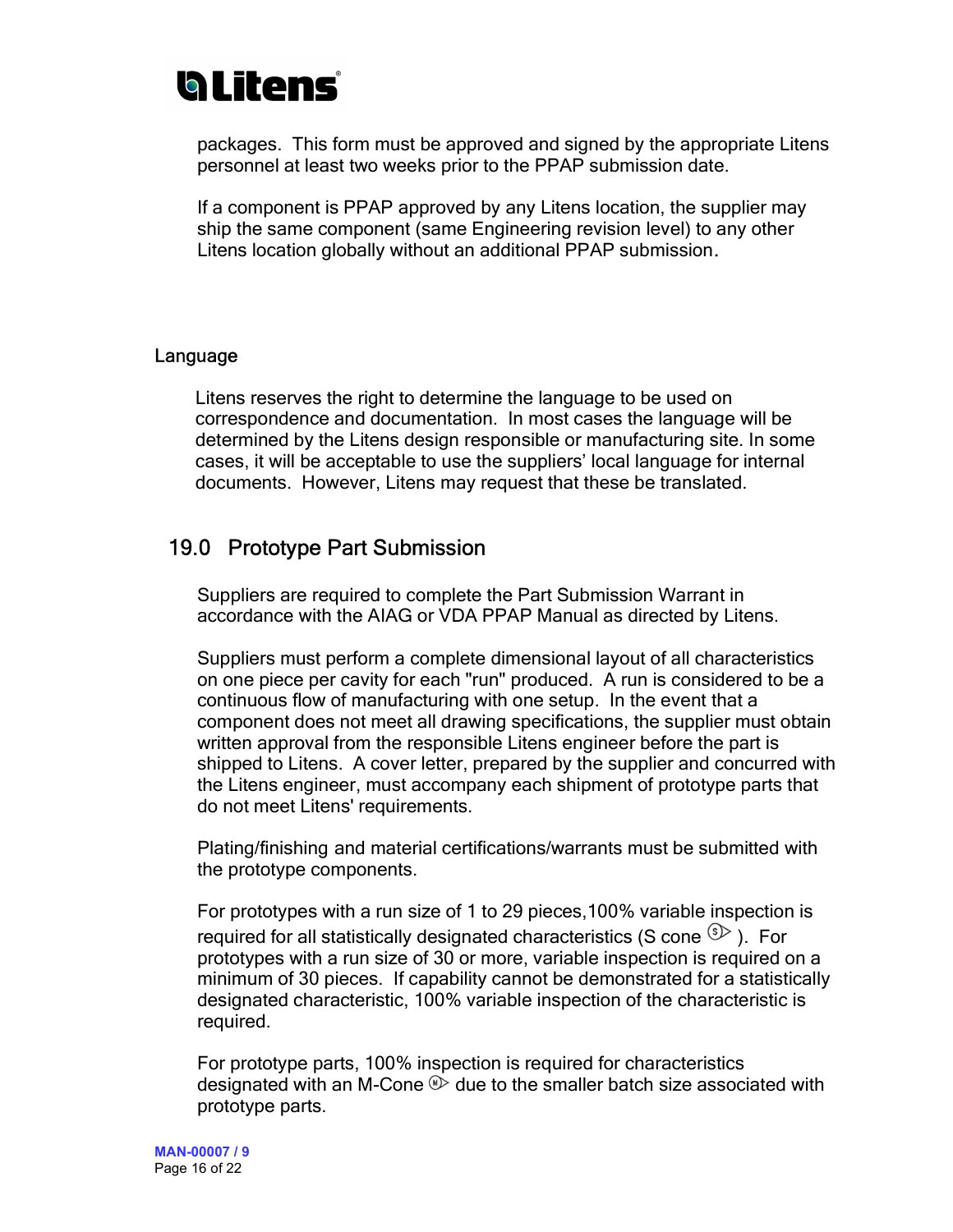packages. This form must be approved and signed by the appropriate Litens personnel at least two weeks prior to the PPAP submission date.

If a component is PPAP approved by any Litens location, the supplier may ship the same component (same Engineering revision level) to any other Litens location globally without an additional PPAP submission.

### Language

Litens reserves the right to determine the language to be used on correspondence and documentation. In most cases the language will be determined by the Litens design responsible or manufacturing site. In some cases, it will be acceptable to use the suppliers' local language for internal documents. However, Litens may request that these be translated.

## 19.0 Prototype Part Submission

Suppliers are required to complete the Part Submission Warrant in accordance with the AIAG or VDA PPAP Manual as directed by Litens.

Suppliers must perform a complete dimensional layout of all characteristics on one piece per cavity for each "run" produced. A run is considered to be a continuous flow of manufacturing with one setup. In the event that a component does not meet all drawing specifications, the supplier must obtain written approval from the responsible Litens engineer before the part is shipped to Litens. A cover letter, prepared by the supplier and concurred with the Litens engineer, must accompany each shipment of prototype parts that do not meet Litens' requirements.

Plating/finishing and material certifications/warrants must be submitted with the prototype components.

For prototypes with a run size of 1 to 29 pieces,100% variable inspection is required for all statistically designated characteristics (S cone Ⓢ▷ ). For prototypes with a run size of 30 or more, variable inspection is required on a minimum of 30 pieces. If capability cannot be demonstrated for a statistically designated characteristic, 100% variable inspection of the characteristic is required.

For prototype parts, 100% inspection is required for characteristics designated with an M-Cone Ⓜ▷ due to the smaller batch size associated with prototype parts.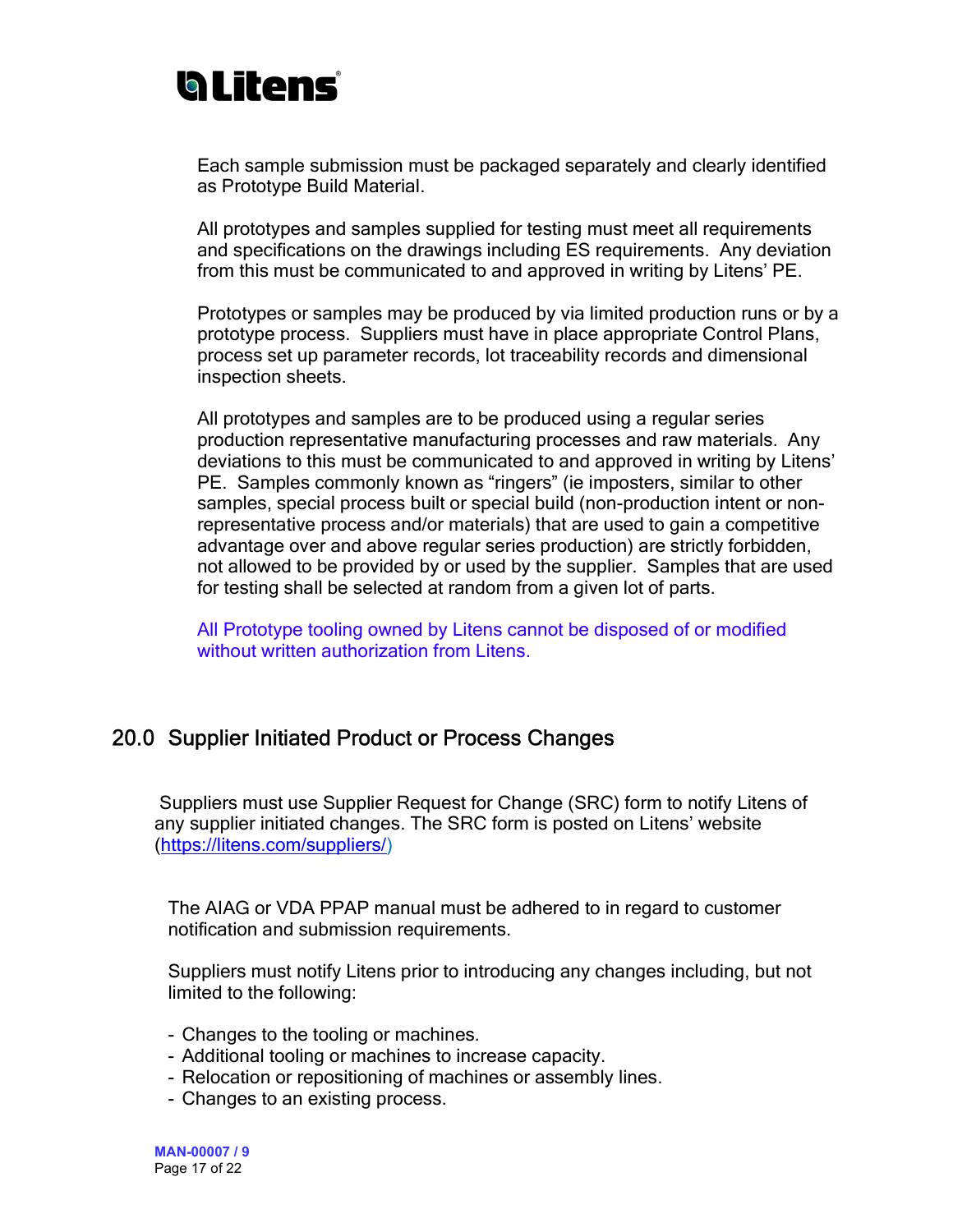Each sample submission must be packaged separately and clearly identified as Prototype Build Material.

All prototypes and samples supplied for testing must meet all requirements and specifications on the drawings including ES requirements. Any deviation from this must be communicated to and approved in writing by Litens' PE.

Prototypes or samples may be produced by via limited production runs or by a prototype process. Suppliers must have in place appropriate Control Plans, process set up parameter records, lot traceability records and dimensional inspection sheets.

All prototypes and samples are to be produced using a regular series production representative manufacturing processes and raw materials. Any deviations to this must be communicated to and approved in writing by Litens' PE. Samples commonly known as "ringers" (ie imposters, similar to other samples, special process built or special build (non-production intent or non-representative process and/or materials) that are used to gain a competitive advantage over and above regular series production) are strictly forbidden, not allowed to be provided by or used by the supplier. Samples that are used for testing shall be selected at random from a given lot of parts.

All Prototype tooling owned by Litens cannot be disposed of or modified without written authorization from Litens.

## 20.0 Supplier Initiated Product or Process Changes

Suppliers must use Supplier Request for Change (SRC) form to notify Litens of any supplier initiated changes. The SRC form is posted on Litens' website (https://litens.com/suppliers/)

The AIAG or VDA PPAP manual must be adhered to in regard to customer notification and submission requirements.

Suppliers must notify Litens prior to introducing any changes including, but not limited to the following:

- Changes to the tooling or machines.
- Additional tooling or machines to increase capacity.
- Relocation or repositioning of machines or assembly lines.
- Changes to an existing process.

MAN-00007 / 9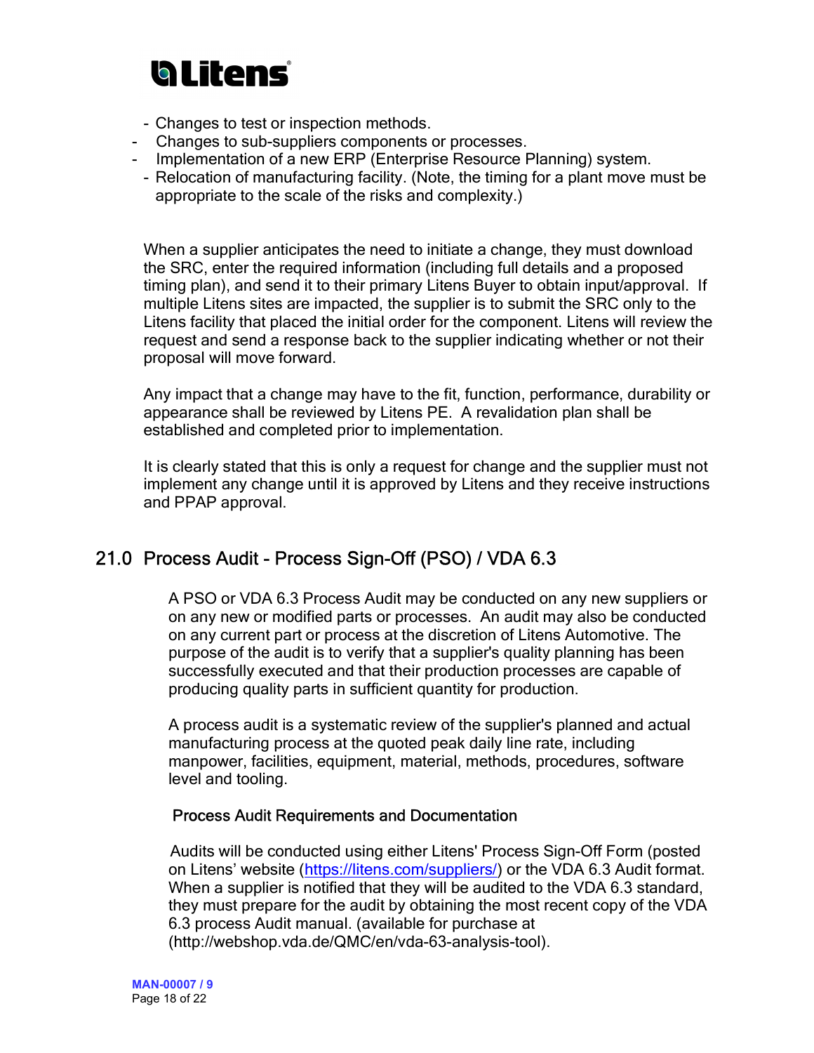- Changes to test or inspection methods.
- Changes to sub-suppliers components or processes.
- Implementation of a new ERP (Enterprise Resource Planning) system.
- Relocation of manufacturing facility. (Note, the timing for a plant move must be appropriate to the scale of the risks and complexity.)

When a supplier anticipates the need to initiate a change, they must download the SRC, enter the required information (including full details and a proposed timing plan), and send it to their primary Litens Buyer to obtain input/approval. If multiple Litens sites are impacted, the supplier is to submit the SRC only to the Litens facility that placed the initial order for the component. Litens will review the request and send a response back to the supplier indicating whether or not their proposal will move forward.

Any impact that a change may have to the fit, function, performance, durability or appearance shall be reviewed by Litens PE. A revalidation plan shall be established and completed prior to implementation.

It is clearly stated that this is only a request for change and the supplier must not implement any change until it is approved by Litens and they receive instructions and PPAP approval.

## 21.0 Process Audit - Process Sign-Off (PSO) / VDA 6.3

A PSO or VDA 6.3 Process Audit may be conducted on any new suppliers or on any new or modified parts or processes. An audit may also be conducted on any current part or process at the discretion of Litens Automotive. The purpose of the audit is to verify that a supplier's quality planning has been successfully executed and that their production processes are capable of producing quality parts in sufficient quantity for production.

A process audit is a systematic review of the supplier's planned and actual manufacturing process at the quoted peak daily line rate, including manpower, facilities, equipment, material, methods, procedures, software level and tooling.

### Process Audit Requirements and Documentation

Audits will be conducted using either Litens' Process Sign-Off Form (posted on Litens' website (https://litens.com/suppliers/) or the VDA 6.3 Audit format. When a supplier is notified that they will be audited to the VDA 6.3 standard, they must prepare for the audit by obtaining the most recent copy of the VDA 6.3 process Audit manual. (available for purchase at (http://webshop.vda.de/QMC/en/vda-63-analysis-tool).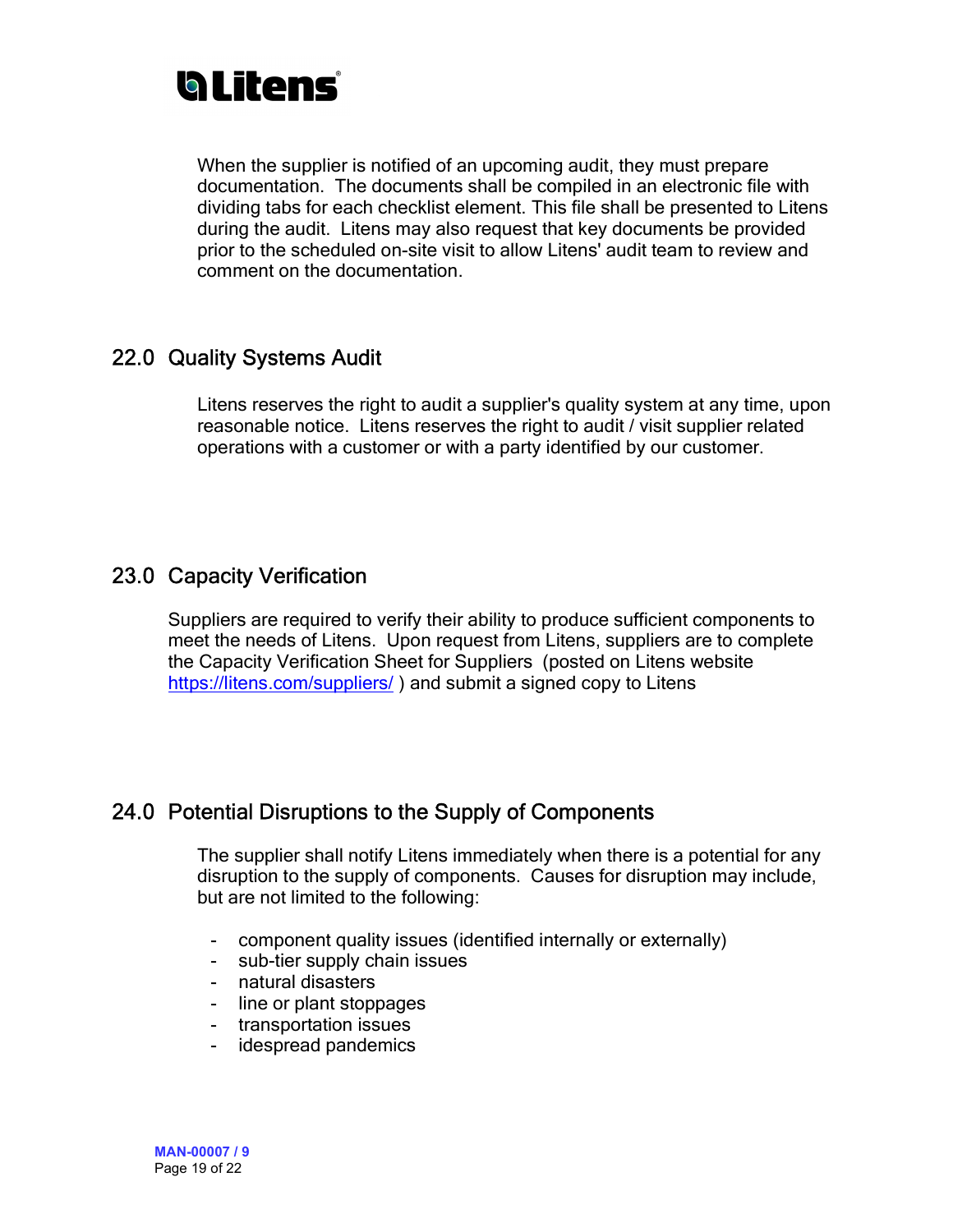When the supplier is notified of an upcoming audit, they must prepare documentation. The documents shall be compiled in an electronic file with dividing tabs for each checklist element. This file shall be presented to Litens during the audit. Litens may also request that key documents be provided prior to the scheduled on-site visit to allow Litens' audit team to review and comment on the documentation.

## 22.0 Quality Systems Audit

Litens reserves the right to audit a supplier's quality system at any time, upon reasonable notice. Litens reserves the right to audit / visit supplier related operations with a customer or with a party identified by our customer.

## 23.0 Capacity Verification

Suppliers are required to verify their ability to produce sufficient components to meet the needs of Litens. Upon request from Litens, suppliers are to complete the Capacity Verification Sheet for Suppliers (posted on Litens website https://litens.com/suppliers/ ) and submit a signed copy to Litens

## 24.0 Potential Disruptions to the Supply of Components

The supplier shall notify Litens immediately when there is a potential for any disruption to the supply of components. Causes for disruption may include, but are not limited to the following:

- component quality issues (identified internally or externally)
- sub-tier supply chain issues
- natural disasters
- line or plant stoppages
- transportation issues
- idespread pandemics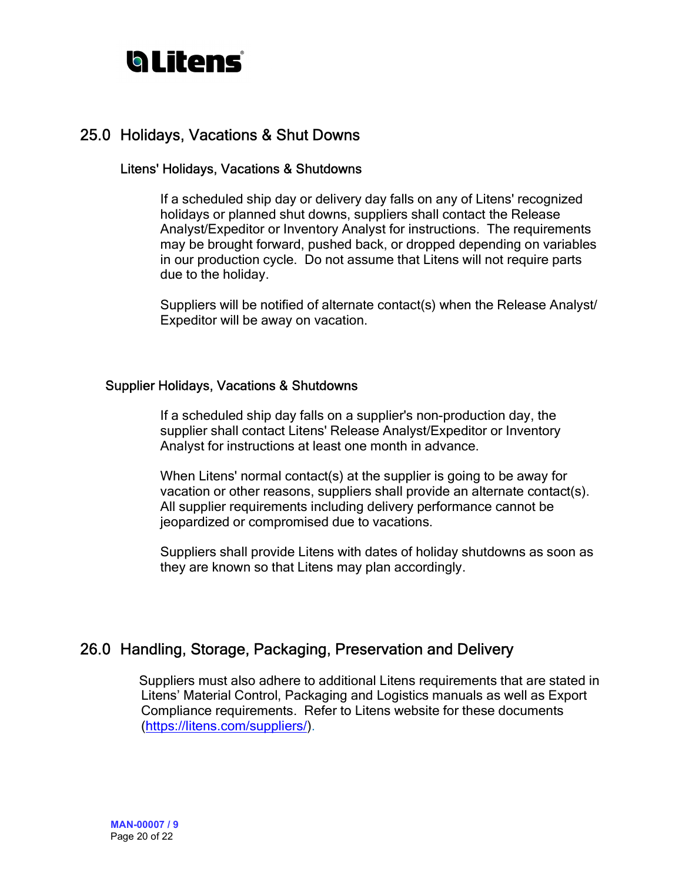## 25.0 Holidays, Vacations & Shut Downs

### Litens' Holidays, Vacations & Shutdowns

If a scheduled ship day or delivery day falls on any of Litens' recognized holidays or planned shut downs, suppliers shall contact the Release Analyst/Expeditor or Inventory Analyst for instructions. The requirements may be brought forward, pushed back, or dropped depending on variables in our production cycle. Do not assume that Litens will not require parts due to the holiday.

Suppliers will be notified of alternate contact(s) when the Release Analyst/Expeditor will be away on vacation.

### Supplier Holidays, Vacations & Shutdowns

If a scheduled ship day falls on a supplier's non-production day, the supplier shall contact Litens' Release Analyst/Expeditor or Inventory Analyst for instructions at least one month in advance.

When Litens' normal contact(s) at the supplier is going to be away for vacation or other reasons, suppliers shall provide an alternate contact(s). All supplier requirements including delivery performance cannot be jeopardized or compromised due to vacations.

Suppliers shall provide Litens with dates of holiday shutdowns as soon as they are known so that Litens may plan accordingly.

## 26.0 Handling, Storage, Packaging, Preservation and Delivery

Suppliers must also adhere to additional Litens requirements that are stated in Litens' Material Control, Packaging and Logistics manuals as well as Export Compliance requirements. Refer to Litens website for these documents (https://litens.com/suppliers/).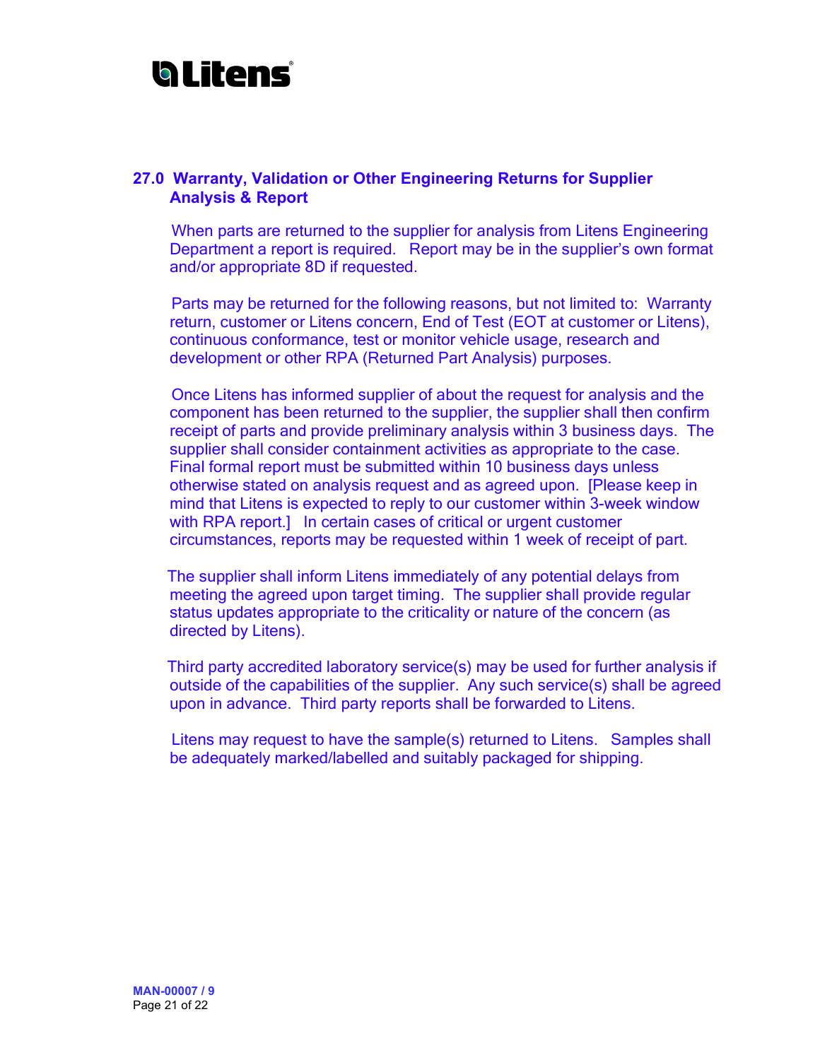## 27.0 Warranty, Validation or Other Engineering Returns for Supplier Analysis & Report

When parts are returned to the supplier for analysis from Litens Engineering Department a report is required. Report may be in the supplier's own format and/or appropriate 8D if requested.

Parts may be returned for the following reasons, but not limited to: Warranty return, customer or Litens concern, End of Test (EOT at customer or Litens), continuous conformance, test or monitor vehicle usage, research and development or other RPA (Returned Part Analysis) purposes.

Once Litens has informed supplier of about the request for analysis and the component has been returned to the supplier, the supplier shall then confirm receipt of parts and provide preliminary analysis within 3 business days. The supplier shall consider containment activities as appropriate to the case. Final formal report must be submitted within 10 business days unless otherwise stated on analysis request and as agreed upon. [Please keep in mind that Litens is expected to reply to our customer within 3-week window with RPA report.] In certain cases of critical or urgent customer circumstances, reports may be requested within 1 week of receipt of part.

The supplier shall inform Litens immediately of any potential delays from meeting the agreed upon target timing. The supplier shall provide regular status updates appropriate to the criticality or nature of the concern (as directed by Litens).

Third party accredited laboratory service(s) may be used for further analysis if outside of the capabilities of the supplier. Any such service(s) shall be agreed upon in advance. Third party reports shall be forwarded to Litens.

Litens may request to have the sample(s) returned to Litens. Samples shall be adequately marked/labelled and suitably packaged for shipping.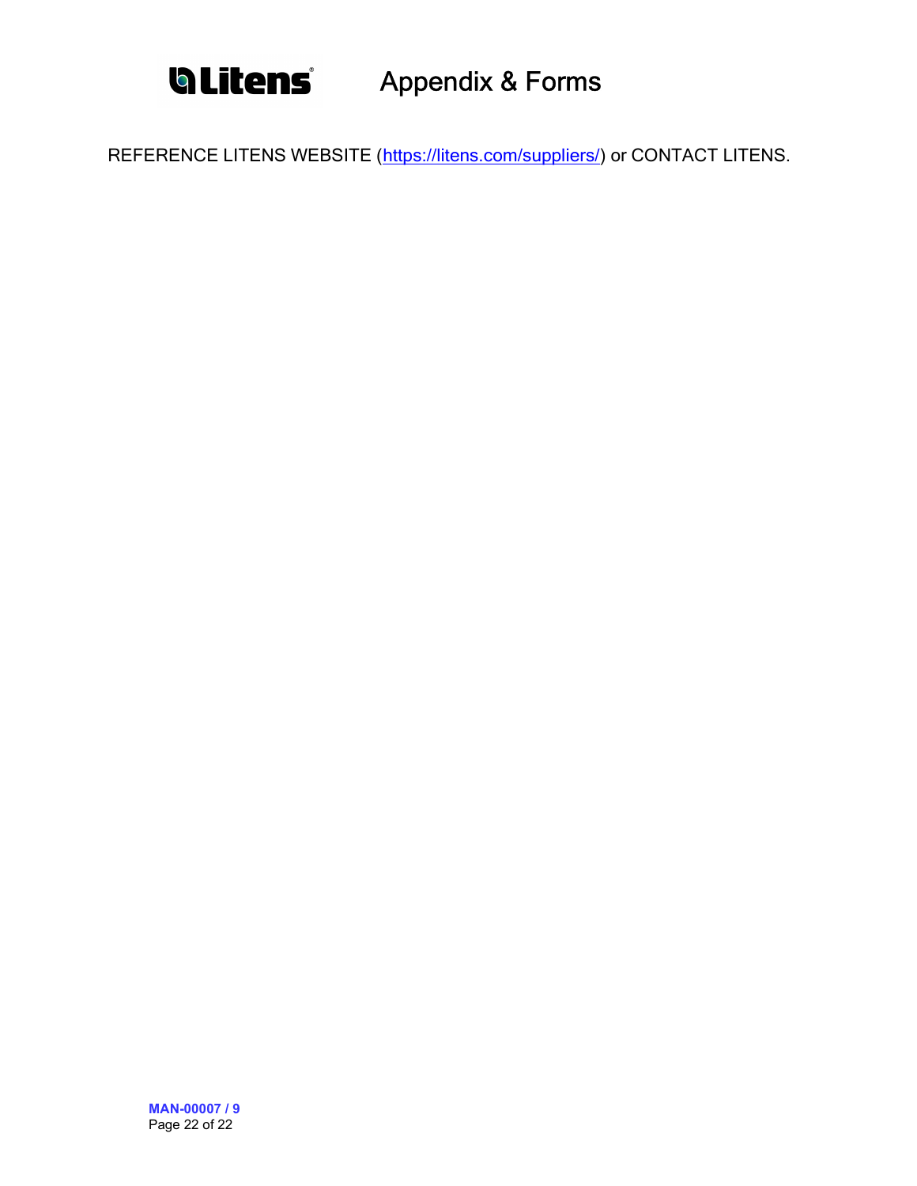# Appendix & Forms

REFERENCE LITENS WEBSITE (https://litens.com/suppliers/) or CONTACT LITENS.